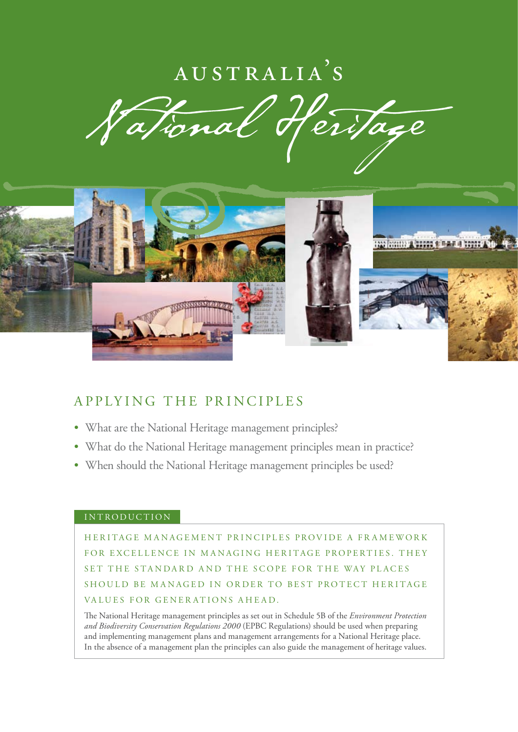# AUSTRALIA'S National Heritage

## APPLYING THE PRINCIPLES

- What are the National Heritage management principles?
- What do the National Heritage management principles mean in practice?
- When should the National Heritage management principles be used?

### INTRODUCTION

HERITAGE MANAGEMENT PRINCIPLES PROVIDE A FRAMEWORK FOR EXCELLENCE IN MANAGING HERITAGE PROPERTIES. THEY SET THE STANDARD AND THE SCOPE FOR THE WAY PLACES SHOULD BE MANAGED IN ORDER TO BEST PROTECT HERITAGE VALUES FOR GENERATIONS AHEAD.

The National Heritage management principles as set out in Schedule 5B of the *Environment Protection and Biodiversity Conservation Regulations 2000* (EPBC Regulations) should be used when preparing and implementing management plans and management arrangements for a National Heritage place. In the absence of a management plan the principles can also guide the management of heritage values.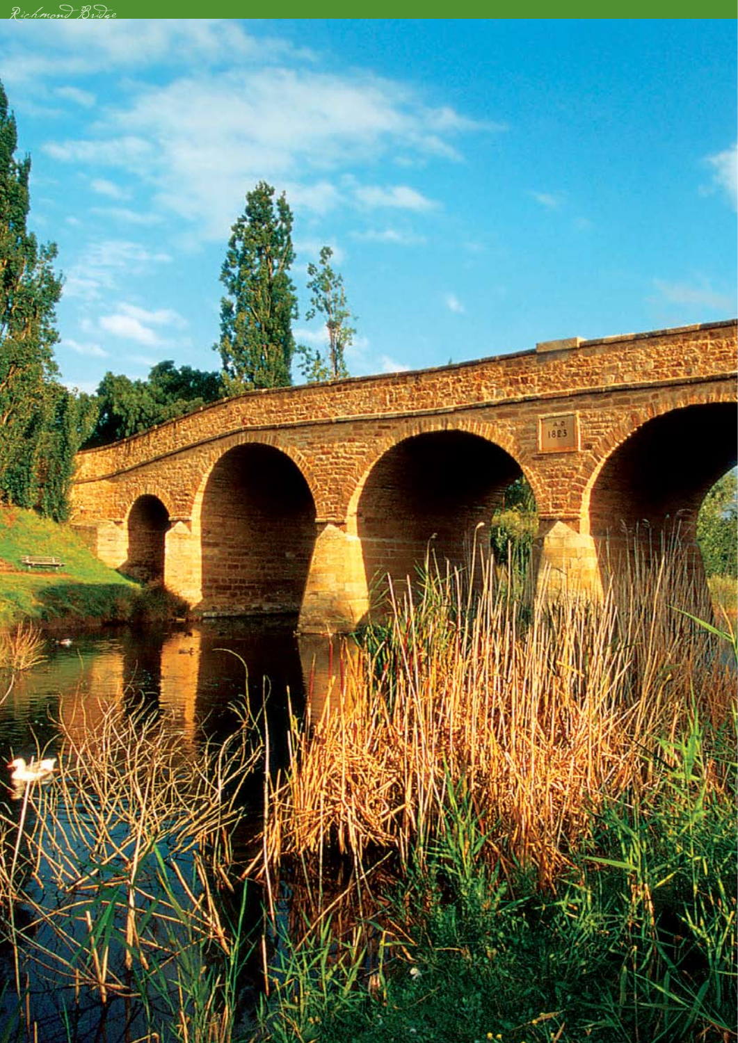Richmond Bridge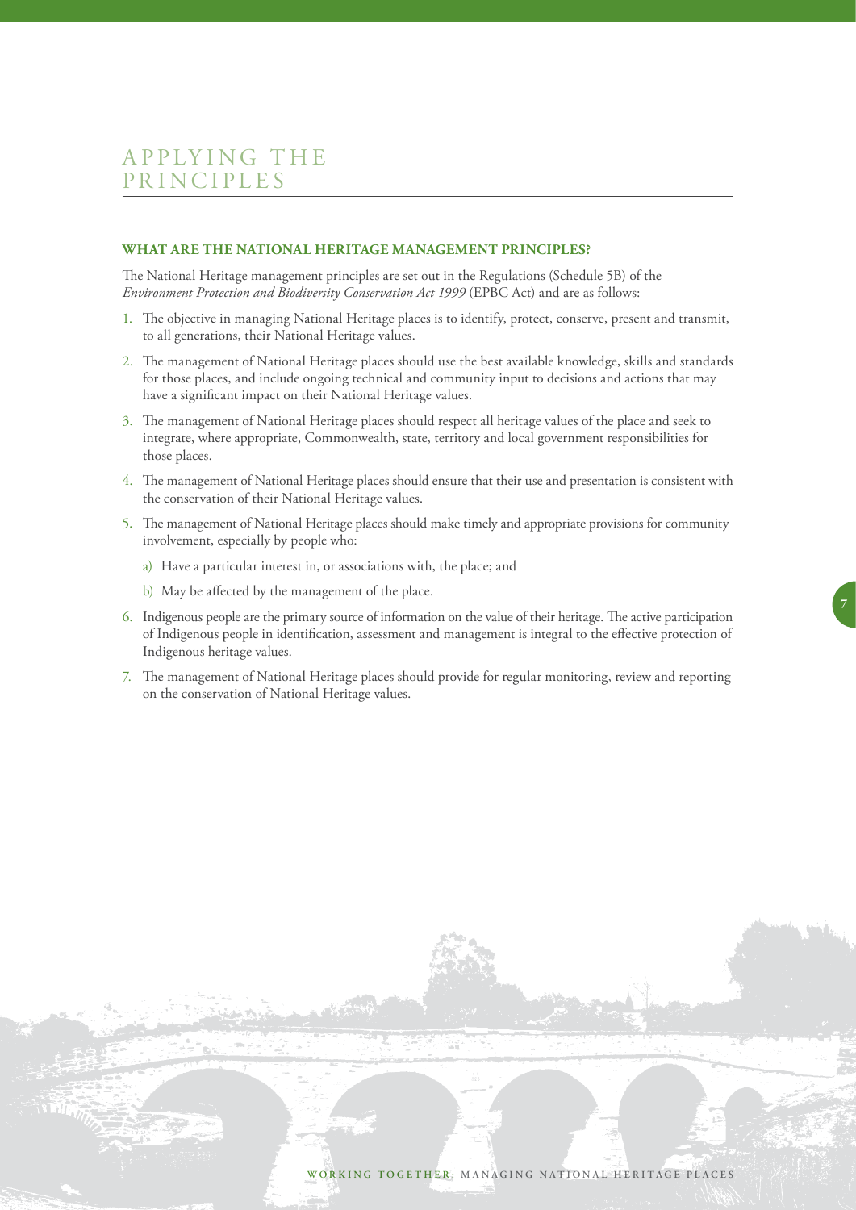# APPLYING THE PRINCIPLES

## WHAT ARE THE NATIONAL HERITAGE MANAGEMENT PRINCIPLES?

The National Heritage management principles are set out in the Regulations (Schedule 5B) of the *Environment Protection and Biodiversity Conservation Act 1999* (EPBC Act) and are as follows:

1. The objective in managing National Heritage places is to identify, protect, conserve, present and transmit, to all generations, their National Heritage values.
2. The management of National Heritage places should use the best available knowledge, skills and standards for those places, and include ongoing technical and community input to decisions and actions that may have a significant impact on their National Heritage values.
3. The management of National Heritage places should respect all heritage values of the place and seek to integrate, where appropriate, Commonwealth, state, territory and local government responsibilities for those places.
4. The management of National Heritage places should ensure that their use and presentation is consistent with the conservation of their National Heritage values.
5. The management of National Heritage places should make timely and appropriate provisions for community involvement, especially by people who:
   a) Have a particular interest in, or associations with, the place; and
   b) May be affected by the management of the place.
6. Indigenous people are the primary source of information on the value of their heritage. The active participation of Indigenous people in identification, assessment and management is integral to the effective protection of Indigenous heritage values.
7. The management of National Heritage places should provide for regular monitoring, review and reporting on the conservation of National Heritage values.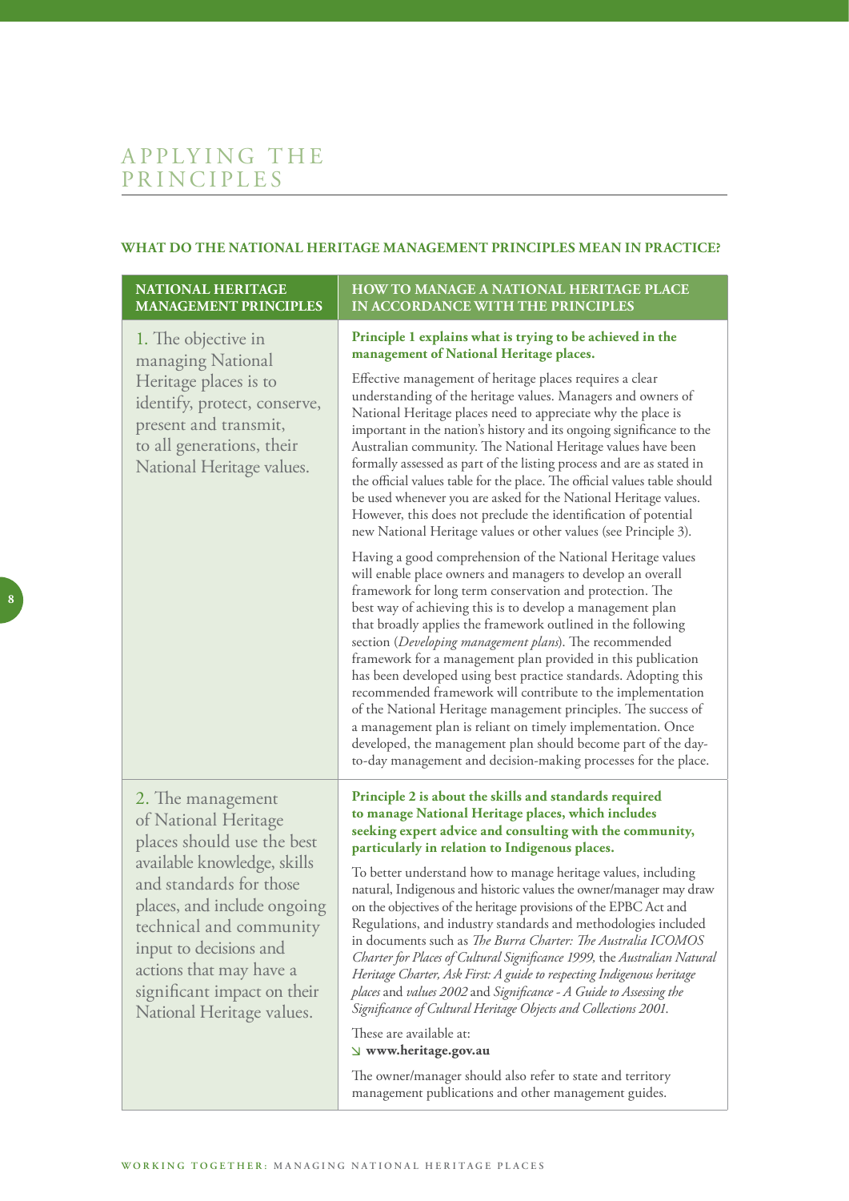# APPLYING THE PRINCIPLES

## WHAT DO THE NATIONAL HERITAGE MANAGEMENT PRINCIPLES MEAN IN PRACTICE?

| NATIONAL HERITAGE MANAGEMENT PRINCIPLES | HOW TO MANAGE A NATIONAL HERITAGE PLACE IN ACCORDANCE WITH THE PRINCIPLES |
|---|---|
| 1. The objective in managing National Heritage places is to identify, protect, conserve, present and transmit, to all generations, their National Heritage values. | **Principle 1 explains what is trying to be achieved in the management of National Heritage places.**<br><br>Effective management of heritage places requires a clear understanding of the heritage values. Managers and owners of National Heritage places need to appreciate why the place is important in the nation's history and its ongoing significance to the Australian community. The National Heritage values have been formally assessed as part of the listing process and are as stated in the official values table for the place. The official values table should be used whenever you are asked for the National Heritage values. However, this does not preclude the identification of potential new National Heritage values or other values (see Principle 3).<br><br>Having a good comprehension of the National Heritage values will enable place owners and managers to develop an overall framework for long term conservation and protection. The best way of achieving this is to develop a management plan that broadly applies the framework outlined in the following section (*Developing management plans*). The recommended framework for a management plan provided in this publication has been developed using best practice standards. Adopting this recommended framework will contribute to the implementation of the National Heritage management principles. The success of a management plan is reliant on timely implementation. Once developed, the management plan should become part of the day-to-day management and decision-making processes for the place. |
| 2. The management of National Heritage places should use the best available knowledge, skills and standards for those places, and include ongoing technical and community input to decisions and actions that may have a significant impact on their National Heritage values. | **Principle 2 is about the skills and standards required to manage National Heritage places, which includes seeking expert advice and consulting with the community, particularly in relation to Indigenous places.**<br><br>To better understand how to manage heritage values, including natural, Indigenous and historic values the owner/manager may draw on the objectives of the heritage provisions of the EPBC Act and Regulations, and industry standards and methodologies included in documents such as *The Burra Charter: The Australia ICOMOS Charter for Places of Cultural Significance 1999*, the *Australian Natural Heritage Charter*, *Ask First: A guide to respecting Indigenous heritage places* and *values 2002* and *Significance - A Guide to Assessing the Significance of Cultural Heritage Objects and Collections 2001*.<br><br>These are available at:<br>↘ **www.heritage.gov.au**<br><br>The owner/manager should also refer to state and territory management publications and other management guides. |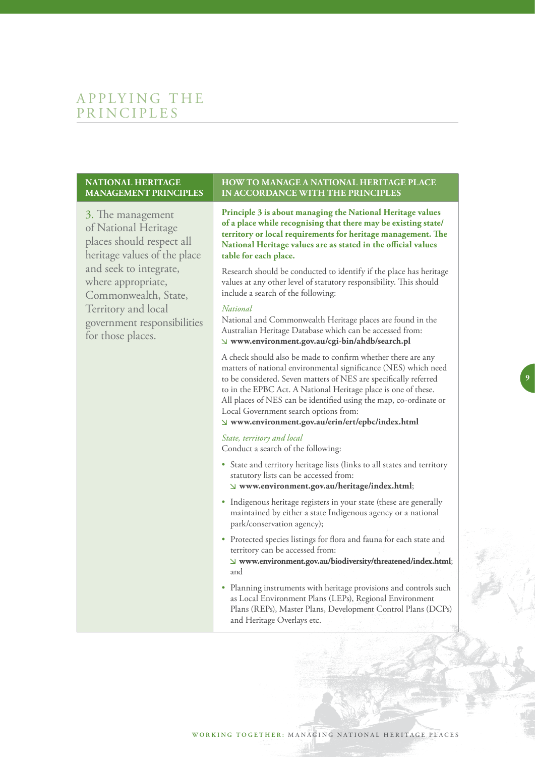# APPLYING THE PRINCIPLES

| NATIONAL HERITAGE MANAGEMENT PRINCIPLES | HOW TO MANAGE A NATIONAL HERITAGE PLACE IN ACCORDANCE WITH THE PRINCIPLES |
|---|---|
| 3. The management of National Heritage places should respect all heritage values of the place and seek to integrate, where appropriate, Commonwealth, State, Territory and local government responsibilities for those places. | **Principle 3 is about managing the National Heritage values of a place while recognising that there may be existing state/territory or local requirements for heritage management. The National Heritage values are as stated in the official values table for each place.**<br><br>Research should be conducted to identify if the place has heritage values at any other level of statutory responsibility. This should include a search of the following:<br><br>*National*<br>National and Commonwealth Heritage places are found in the Australian Heritage Database which can be accessed from:<br>↘ **www.environment.gov.au/cgi-bin/ahdb/search.pl**<br><br>A check should also be made to confirm whether there are any matters of national environmental significance (NES) which need to be considered. Seven matters of NES are specifically referred to in the EPBC Act. A National Heritage place is one of these. All places of NES can be identified using the map, co-ordinate or Local Government search options from:<br>↘ **www.environment.gov.au/erin/ert/epbc/index.html**<br><br>*State, territory and local*<br>Conduct a search of the following:<br><br>• State and territory heritage lists (links to all states and territory statutory lists can be accessed from: ↘ **www.environment.gov.au/heritage/index.html**;<br>• Indigenous heritage registers in your state (these are generally maintained by either a state Indigenous agency or a national park/conservation agency);<br>• Protected species listings for flora and fauna for each state and territory can be accessed from: ↘ **www.environment.gov.au/biodiversity/threatened/index.html**; and<br>• Planning instruments with heritage provisions and controls such as Local Environment Plans (LEPs), Regional Environment Plans (REPs), Master Plans, Development Control Plans (DCPs) and Heritage Overlays etc. |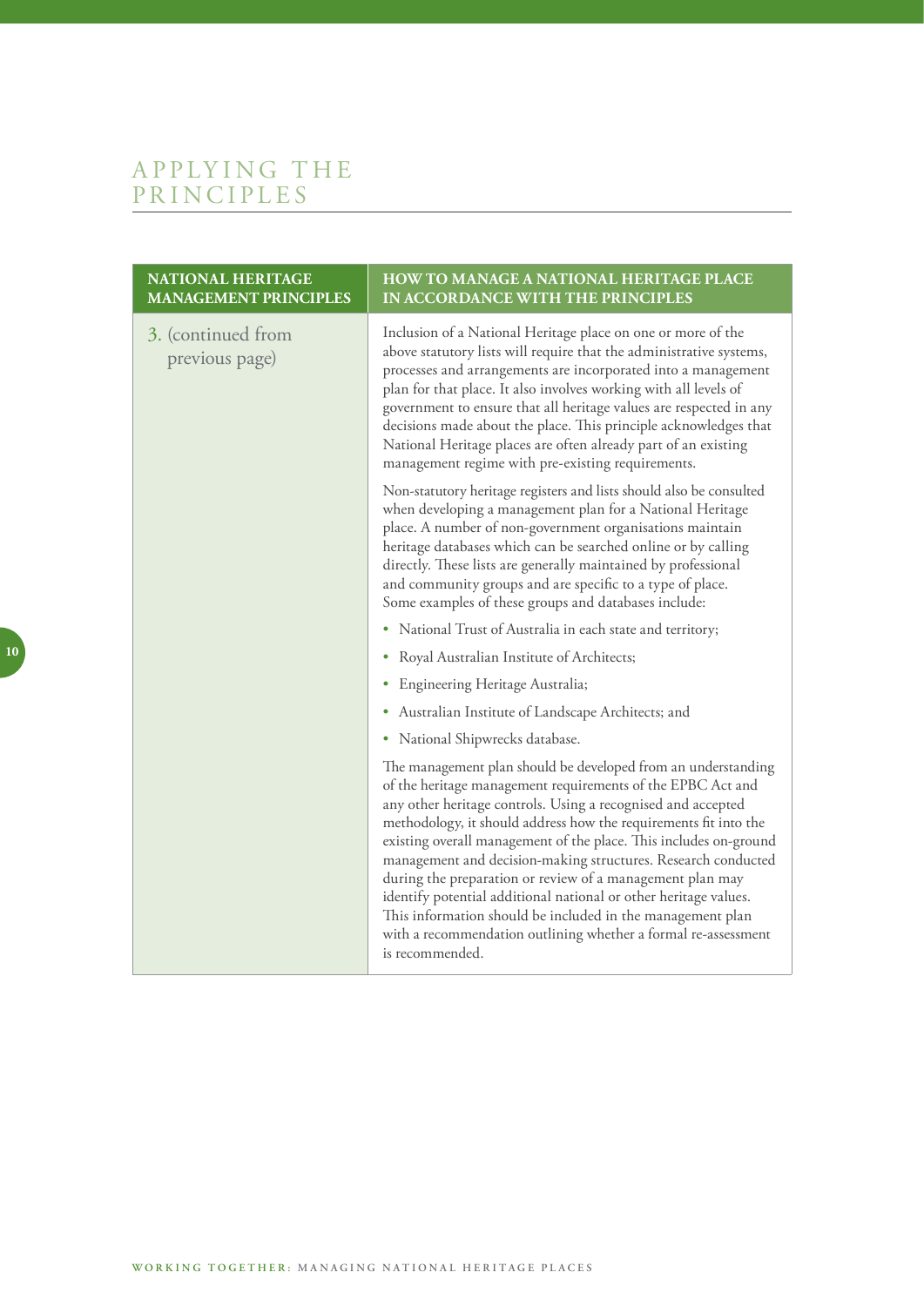# APPLYING THE PRINCIPLES

| NATIONAL HERITAGE MANAGEMENT PRINCIPLES | HOW TO MANAGE A NATIONAL HERITAGE PLACE IN ACCORDANCE WITH THE PRINCIPLES |
|---|---|
| 3. (continued from previous page) | Inclusion of a National Heritage place on one or more of the above statutory lists will require that the administrative systems, processes and arrangements are incorporated into a management plan for that place. It also involves working with all levels of government to ensure that all heritage values are respected in any decisions made about the place. This principle acknowledges that National Heritage places are often already part of an existing management regime with pre-existing requirements.<br><br>Non-statutory heritage registers and lists should also be consulted when developing a management plan for a National Heritage place. A number of non-government organisations maintain heritage databases which can be searched online or by calling directly. These lists are generally maintained by professional and community groups and are specific to a type of place. Some examples of these groups and databases include:<br><br>• National Trust of Australia in each state and territory;<br>• Royal Australian Institute of Architects;<br>• Engineering Heritage Australia;<br>• Australian Institute of Landscape Architects; and<br>• National Shipwrecks database.<br><br>The management plan should be developed from an understanding of the heritage management requirements of the EPBC Act and any other heritage controls. Using a recognised and accepted methodology, it should address how the requirements fit into the existing overall management of the place. This includes on-ground management and decision-making structures. Research conducted during the preparation or review of a management plan may identify potential additional national or other heritage values. This information should be included in the management plan with a recommendation outlining whether a formal re-assessment is recommended. |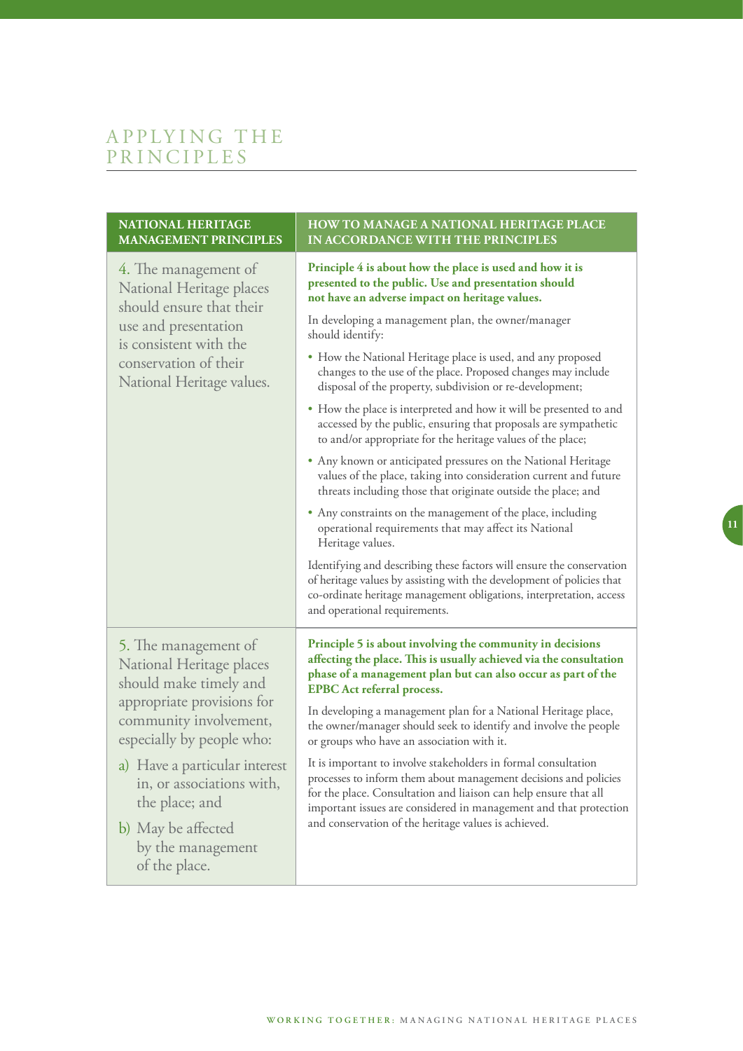## APPLYING THE PRINCIPLES

| NATIONAL HERITAGE MANAGEMENT PRINCIPLES | HOW TO MANAGE A NATIONAL HERITAGE PLACE IN ACCORDANCE WITH THE PRINCIPLES |
|---|---|
| 4. The management of National Heritage places should ensure that their use and presentation is consistent with the conservation of their National Heritage values. | **Principle 4 is about how the place is used and how it is presented to the public. Use and presentation should not have an adverse impact on heritage values.**<br><br>In developing a management plan, the owner/manager should identify:<br><br>• How the National Heritage place is used, and any proposed changes to the use of the place. Proposed changes may include disposal of the property, subdivision or re-development;<br><br>• How the place is interpreted and how it will be presented to and accessed by the public, ensuring that proposals are sympathetic to and/or appropriate for the heritage values of the place;<br><br>• Any known or anticipated pressures on the National Heritage values of the place, taking into consideration current and future threats including those that originate outside the place; and<br><br>• Any constraints on the management of the place, including operational requirements that may affect its National Heritage values.<br><br>Identifying and describing these factors will ensure the conservation of heritage values by assisting with the development of policies that co-ordinate heritage management obligations, interpretation, access and operational requirements. |
| 5. The management of National Heritage places should make timely and appropriate provisions for community involvement, especially by people who:<br><br>a) Have a particular interest in, or associations with, the place; and<br><br>b) May be affected by the management of the place. | **Principle 5 is about involving the community in decisions affecting the place. This is usually achieved via the consultation phase of a management plan but can also occur as part of the EPBC Act referral process.**<br><br>In developing a management plan for a National Heritage place, the owner/manager should seek to identify and involve the people or groups who have an association with it.<br><br>It is important to involve stakeholders in formal consultation processes to inform them about management decisions and policies for the place. Consultation and liaison can help ensure that all important issues are considered in management and that protection and conservation of the heritage values is achieved. |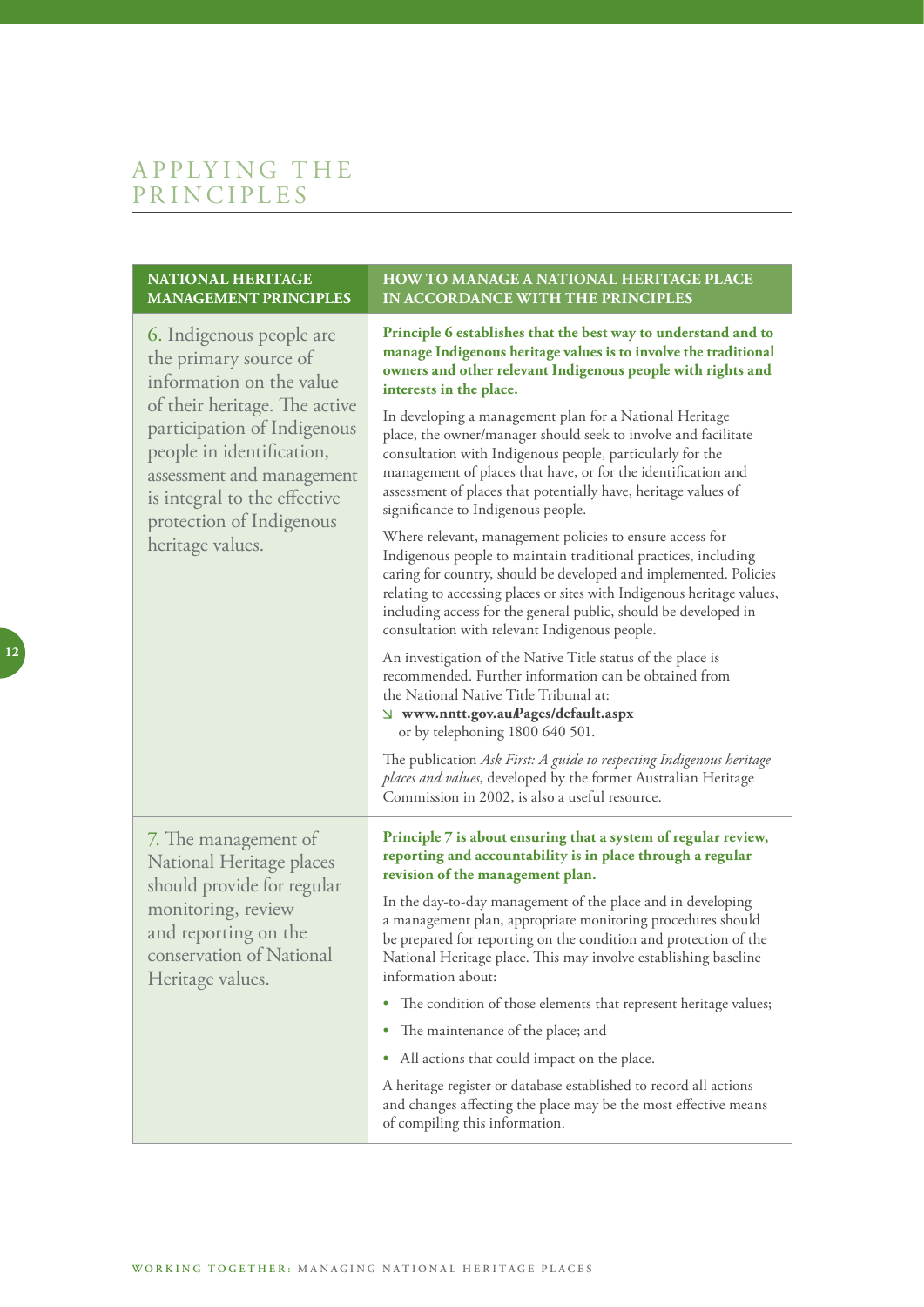# APPLYING THE PRINCIPLES

| NATIONAL HERITAGE MANAGEMENT PRINCIPLES | HOW TO MANAGE A NATIONAL HERITAGE PLACE IN ACCORDANCE WITH THE PRINCIPLES |
|---|---|
| 6. Indigenous people are the primary source of information on the value of their heritage. The active participation of Indigenous people in identification, assessment and management is integral to the effective protection of Indigenous heritage values. | **Principle 6 establishes that the best way to understand and to manage Indigenous heritage values is to involve the traditional owners and other relevant Indigenous people with rights and interests in the place.**<br><br>In developing a management plan for a National Heritage place, the owner/manager should seek to involve and facilitate consultation with Indigenous people, particularly for the management of places that have, or for the identification and assessment of places that potentially have, heritage values of significance to Indigenous people.<br><br>Where relevant, management policies to ensure access for Indigenous people to maintain traditional practices, including caring for country, should be developed and implemented. Policies relating to accessing places or sites with Indigenous heritage values, including access for the general public, should be developed in consultation with relevant Indigenous people.<br><br>An investigation of the Native Title status of the place is recommended. Further information can be obtained from the National Native Title Tribunal at:<br>↘ **www.nntt.gov.au/Pages/default.aspx** or by telephoning 1800 640 501.<br><br>The publication *Ask First: A guide to respecting Indigenous heritage places and values*, developed by the former Australian Heritage Commission in 2002, is also a useful resource. |
| 7. The management of National Heritage places should provide for regular monitoring, review and reporting on the conservation of National Heritage values. | **Principle 7 is about ensuring that a system of regular review, reporting and accountability is in place through a regular revision of the management plan.**<br><br>In the day-to-day management of the place and in developing a management plan, appropriate monitoring procedures should be prepared for reporting on the condition and protection of the National Heritage place. This may involve establishing baseline information about:<br><br>• The condition of those elements that represent heritage values;<br>• The maintenance of the place; and<br>• All actions that could impact on the place.<br><br>A heritage register or database established to record all actions and changes affecting the place may be the most effective means of compiling this information. |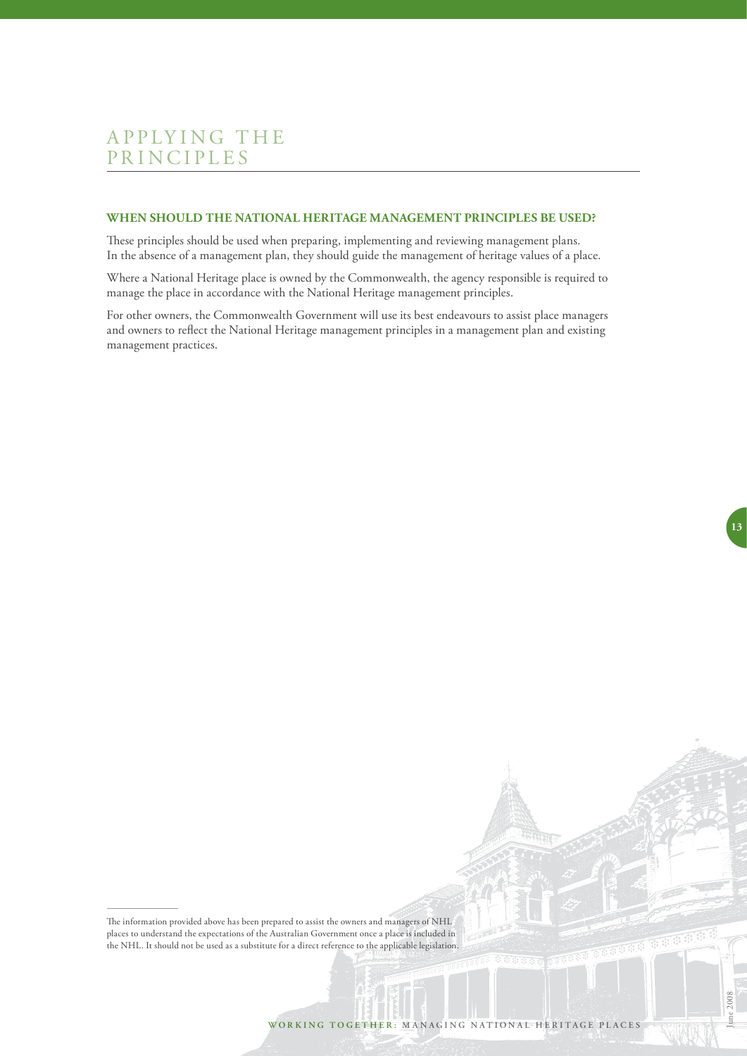# APPLYING THE PRINCIPLES

## WHEN SHOULD THE NATIONAL HERITAGE MANAGEMENT PRINCIPLES BE USED?

These principles should be used when preparing, implementing and reviewing management plans. In the absence of a management plan, they should guide the management of heritage values of a place.

Where a National Heritage place is owned by the Commonwealth, the agency responsible is required to manage the place in accordance with the National Heritage management principles.

For other owners, the Commonwealth Government will use its best endeavours to assist place managers and owners to reflect the National Heritage management principles in a management plan and existing management practices.

---

The information provided above has been prepared to assist the owners and managers of NHL places to understand the expectations of the Australian Government once a place is included in the NHL. It should not be used as a substitute for a direct reference to the applicable legislation.